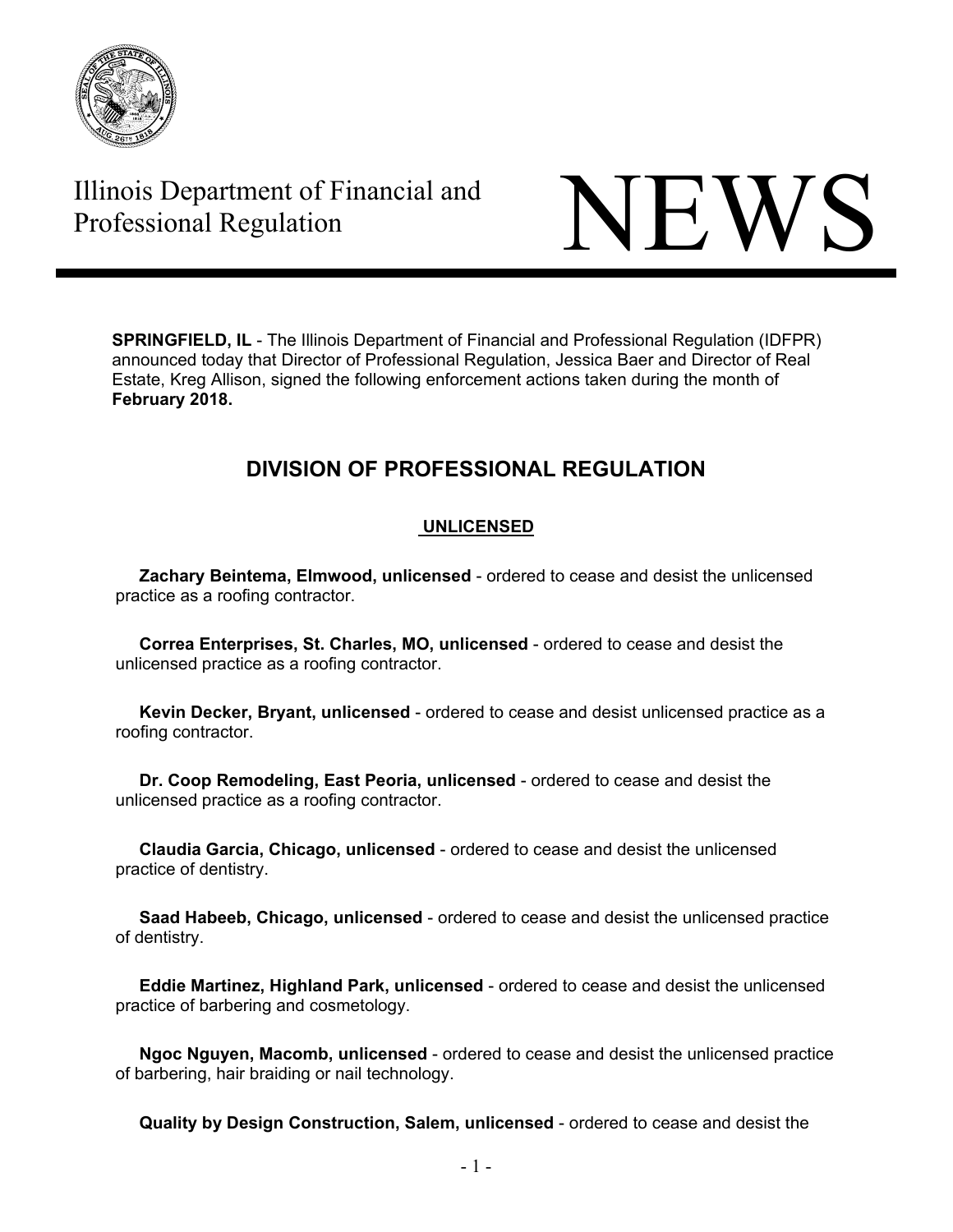Illinois Department of Financial and Professional Regulation

# NEWS

**SPRINGFIELD, IL** - The Illinois Department of Financial and Professional Regulation (IDFPR) announced today that Director of Professional Regulation, Jessica Baer and Director of Real Estate, Kreg Allison, signed the following enforcement actions taken during the month of **February 2018.**

## DIVISION OF PROFESSIONAL REGULATION

### UNLICENSED

**Zachary Beintema, Elmwood, unlicensed** - ordered to cease and desist the unlicensed practice as a roofing contractor.

**Correa Enterprises, St. Charles, MO, unlicensed** - ordered to cease and desist the unlicensed practice as a roofing contractor.

**Kevin Decker, Bryant, unlicensed** - ordered to cease and desist unlicensed practice as a roofing contractor.

**Dr. Coop Remodeling, East Peoria, unlicensed** - ordered to cease and desist the unlicensed practice as a roofing contractor.

**Claudia Garcia, Chicago, unlicensed** - ordered to cease and desist the unlicensed practice of dentistry.

**Saad Habeeb, Chicago, unlicensed** - ordered to cease and desist the unlicensed practice of dentistry.

**Eddie Martinez, Highland Park, unlicensed** - ordered to cease and desist the unlicensed practice of barbering and cosmetology.

**Ngoc Nguyen, Macomb, unlicensed** - ordered to cease and desist the unlicensed practice of barbering, hair braiding or nail technology.

**Quality by Design Construction, Salem, unlicensed** - ordered to cease and desist the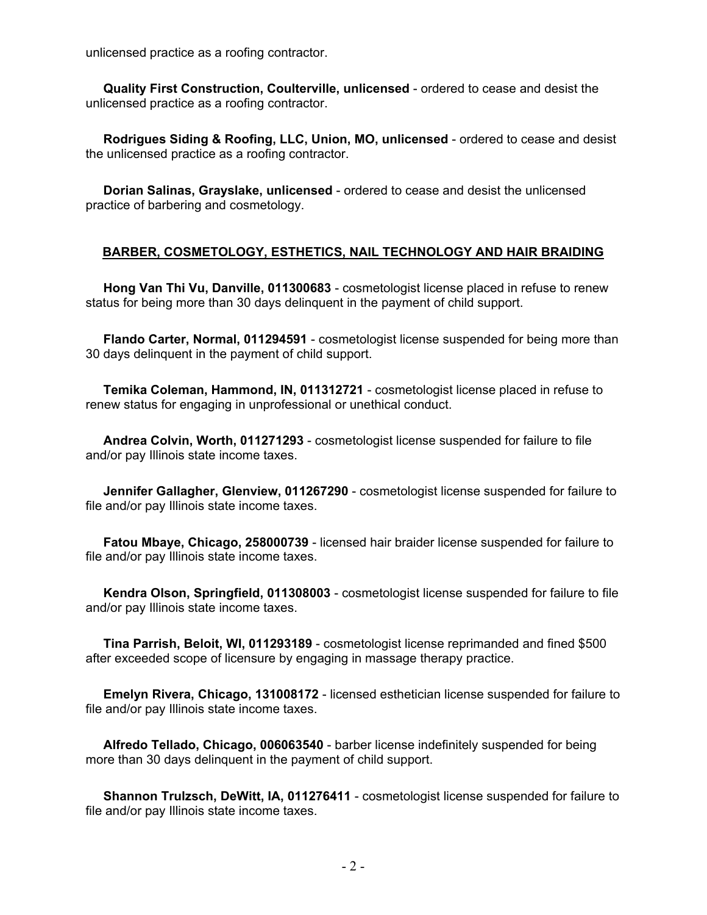unlicensed practice as a roofing contractor.

**Quality First Construction, Coulterville, unlicensed** - ordered to cease and desist the unlicensed practice as a roofing contractor.

**Rodrigues Siding & Roofing, LLC, Union, MO, unlicensed** - ordered to cease and desist the unlicensed practice as a roofing contractor.

**Dorian Salinas, Grayslake, unlicensed** - ordered to cease and desist the unlicensed practice of barbering and cosmetology.

## BARBER, COSMETOLOGY, ESTHETICS, NAIL TECHNOLOGY AND HAIR BRAIDING

**Hong Van Thi Vu, Danville, 011300683** - cosmetologist license placed in refuse to renew status for being more than 30 days delinquent in the payment of child support.

**Flando Carter, Normal, 011294591** - cosmetologist license suspended for being more than 30 days delinquent in the payment of child support.

**Temika Coleman, Hammond, IN, 011312721** - cosmetologist license placed in refuse to renew status for engaging in unprofessional or unethical conduct.

**Andrea Colvin, Worth, 011271293** - cosmetologist license suspended for failure to file and/or pay Illinois state income taxes.

**Jennifer Gallagher, Glenview, 011267290** - cosmetologist license suspended for failure to file and/or pay Illinois state income taxes.

**Fatou Mbaye, Chicago, 258000739** - licensed hair braider license suspended for failure to file and/or pay Illinois state income taxes.

**Kendra Olson, Springfield, 011308003** - cosmetologist license suspended for failure to file and/or pay Illinois state income taxes.

**Tina Parrish, Beloit, WI, 011293189** - cosmetologist license reprimanded and fined $500 after exceeded scope of licensure by engaging in massage therapy practice.

**Emelyn Rivera, Chicago, 131008172** - licensed esthetician license suspended for failure to file and/or pay Illinois state income taxes.

**Alfredo Tellado, Chicago, 006063540** - barber license indefinitely suspended for being more than 30 days delinquent in the payment of child support.

**Shannon Trulzsch, DeWitt, IA, 011276411** - cosmetologist license suspended for failure to file and/or pay Illinois state income taxes.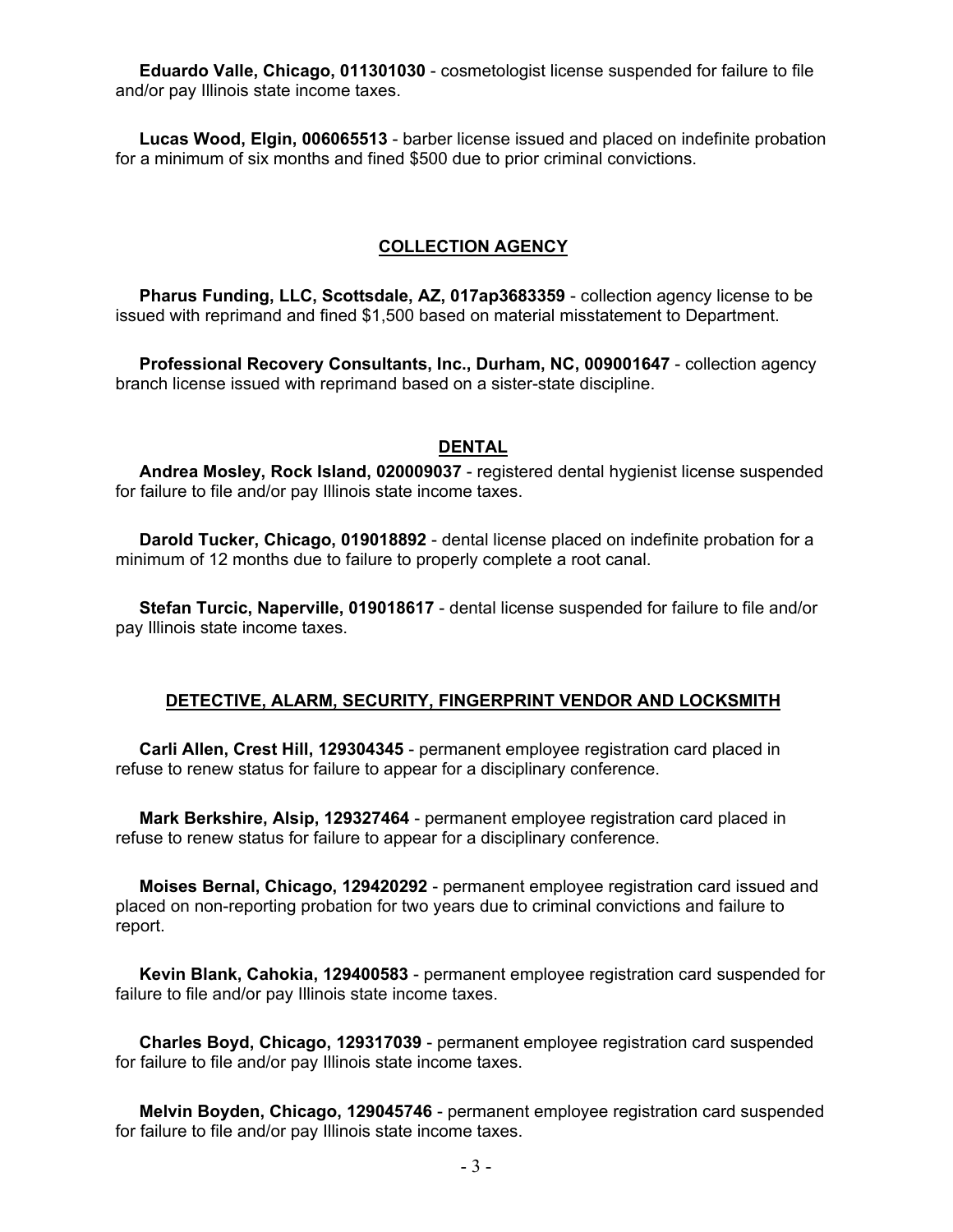**Eduardo Valle, Chicago, 011301030** - cosmetologist license suspended for failure to file and/or pay Illinois state income taxes.

**Lucas Wood, Elgin, 006065513** - barber license issued and placed on indefinite probation for a minimum of six months and fined $500 due to prior criminal convictions.

## COLLECTION AGENCY

**Pharus Funding, LLC, Scottsdale, AZ, 017ap3683359** - collection agency license to be issued with reprimand and fined $1,500 based on material misstatement to Department.

**Professional Recovery Consultants, Inc., Durham, NC, 009001647** - collection agency branch license issued with reprimand based on a sister-state discipline.

## DENTAL

**Andrea Mosley, Rock Island, 020009037** - registered dental hygienist license suspended for failure to file and/or pay Illinois state income taxes.

**Darold Tucker, Chicago, 019018892** - dental license placed on indefinite probation for a minimum of 12 months due to failure to properly complete a root canal.

**Stefan Turcic, Naperville, 019018617** - dental license suspended for failure to file and/or pay Illinois state income taxes.

## DETECTIVE, ALARM, SECURITY, FINGERPRINT VENDOR AND LOCKSMITH

**Carli Allen, Crest Hill, 129304345** - permanent employee registration card placed in refuse to renew status for failure to appear for a disciplinary conference.

**Mark Berkshire, Alsip, 129327464** - permanent employee registration card placed in refuse to renew status for failure to appear for a disciplinary conference.

**Moises Bernal, Chicago, 129420292** - permanent employee registration card issued and placed on non-reporting probation for two years due to criminal convictions and failure to report.

**Kevin Blank, Cahokia, 129400583** - permanent employee registration card suspended for failure to file and/or pay Illinois state income taxes.

**Charles Boyd, Chicago, 129317039** - permanent employee registration card suspended for failure to file and/or pay Illinois state income taxes.

**Melvin Boyden, Chicago, 129045746** - permanent employee registration card suspended for failure to file and/or pay Illinois state income taxes.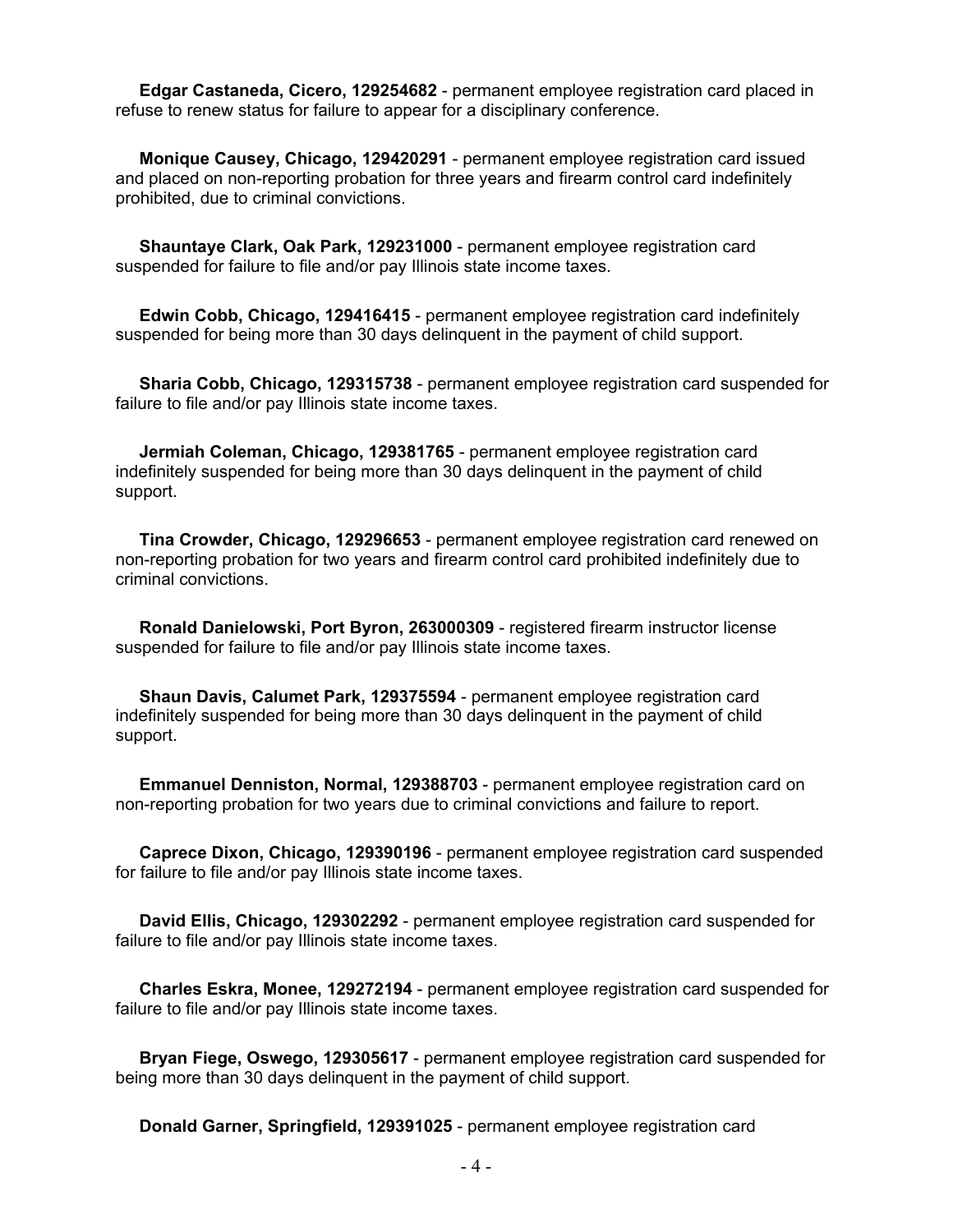**Edgar Castaneda, Cicero, 129254682** - permanent employee registration card placed in refuse to renew status for failure to appear for a disciplinary conference.

**Monique Causey, Chicago, 129420291** - permanent employee registration card issued and placed on non-reporting probation for three years and firearm control card indefinitely prohibited, due to criminal convictions.

**Shauntaye Clark, Oak Park, 129231000** - permanent employee registration card suspended for failure to file and/or pay Illinois state income taxes.

**Edwin Cobb, Chicago, 129416415** - permanent employee registration card indefinitely suspended for being more than 30 days delinquent in the payment of child support.

**Sharia Cobb, Chicago, 129315738** - permanent employee registration card suspended for failure to file and/or pay Illinois state income taxes.

**Jermiah Coleman, Chicago, 129381765** - permanent employee registration card indefinitely suspended for being more than 30 days delinquent in the payment of child support.

**Tina Crowder, Chicago, 129296653** - permanent employee registration card renewed on non-reporting probation for two years and firearm control card prohibited indefinitely due to criminal convictions.

**Ronald Danielowski, Port Byron, 263000309** - registered firearm instructor license suspended for failure to file and/or pay Illinois state income taxes.

**Shaun Davis, Calumet Park, 129375594** - permanent employee registration card indefinitely suspended for being more than 30 days delinquent in the payment of child support.

**Emmanuel Denniston, Normal, 129388703** - permanent employee registration card on non-reporting probation for two years due to criminal convictions and failure to report.

**Caprece Dixon, Chicago, 129390196** - permanent employee registration card suspended for failure to file and/or pay Illinois state income taxes.

**David Ellis, Chicago, 129302292** - permanent employee registration card suspended for failure to file and/or pay Illinois state income taxes.

**Charles Eskra, Monee, 129272194** - permanent employee registration card suspended for failure to file and/or pay Illinois state income taxes.

**Bryan Fiege, Oswego, 129305617** - permanent employee registration card suspended for being more than 30 days delinquent in the payment of child support.

**Donald Garner, Springfield, 129391025** - permanent employee registration card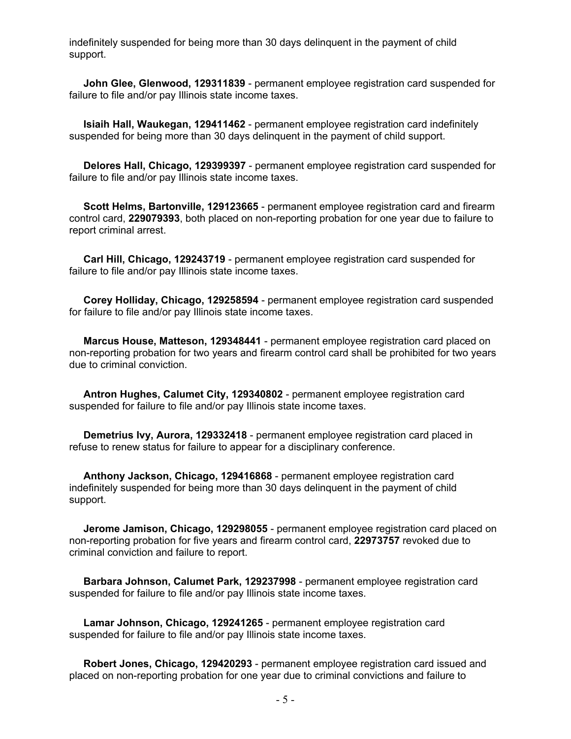indefinitely suspended for being more than 30 days delinquent in the payment of child support.

**John Glee, Glenwood, 129311839** - permanent employee registration card suspended for failure to file and/or pay Illinois state income taxes.

**Isiaih Hall, Waukegan, 129411462** - permanent employee registration card indefinitely suspended for being more than 30 days delinquent in the payment of child support.

**Delores Hall, Chicago, 129399397** - permanent employee registration card suspended for failure to file and/or pay Illinois state income taxes.

**Scott Helms, Bartonville, 129123665** - permanent employee registration card and firearm control card, **229079393**, both placed on non-reporting probation for one year due to failure to report criminal arrest.

**Carl Hill, Chicago, 129243719** - permanent employee registration card suspended for failure to file and/or pay Illinois state income taxes.

**Corey Holliday, Chicago, 129258594** - permanent employee registration card suspended for failure to file and/or pay Illinois state income taxes.

**Marcus House, Matteson, 129348441** - permanent employee registration card placed on non-reporting probation for two years and firearm control card shall be prohibited for two years due to criminal conviction.

**Antron Hughes, Calumet City, 129340802** - permanent employee registration card suspended for failure to file and/or pay Illinois state income taxes.

**Demetrius Ivy, Aurora, 129332418** - permanent employee registration card placed in refuse to renew status for failure to appear for a disciplinary conference.

**Anthony Jackson, Chicago, 129416868** - permanent employee registration card indefinitely suspended for being more than 30 days delinquent in the payment of child support.

**Jerome Jamison, Chicago, 129298055** - permanent employee registration card placed on non-reporting probation for five years and firearm control card, **22973757** revoked due to criminal conviction and failure to report.

**Barbara Johnson, Calumet Park, 129237998** - permanent employee registration card suspended for failure to file and/or pay Illinois state income taxes.

**Lamar Johnson, Chicago, 129241265** - permanent employee registration card suspended for failure to file and/or pay Illinois state income taxes.

**Robert Jones, Chicago, 129420293** - permanent employee registration card issued and placed on non-reporting probation for one year due to criminal convictions and failure to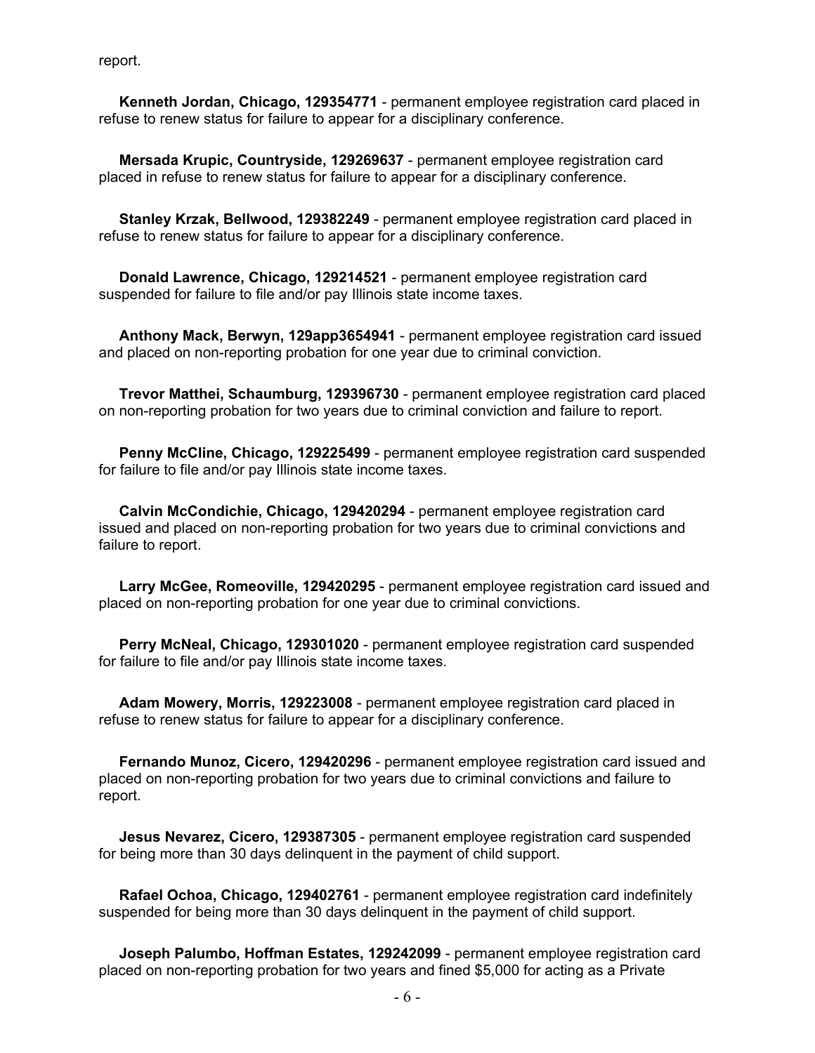report.

**Kenneth Jordan, Chicago, 129354771** - permanent employee registration card placed in refuse to renew status for failure to appear for a disciplinary conference.

**Mersada Krupic, Countryside, 129269637** - permanent employee registration card placed in refuse to renew status for failure to appear for a disciplinary conference.

**Stanley Krzak, Bellwood, 129382249** - permanent employee registration card placed in refuse to renew status for failure to appear for a disciplinary conference.

**Donald Lawrence, Chicago, 129214521** - permanent employee registration card suspended for failure to file and/or pay Illinois state income taxes.

**Anthony Mack, Berwyn, 129app3654941** - permanent employee registration card issued and placed on non-reporting probation for one year due to criminal conviction.

**Trevor Matthei, Schaumburg, 129396730** - permanent employee registration card placed on non-reporting probation for two years due to criminal conviction and failure to report.

**Penny McCline, Chicago, 129225499** - permanent employee registration card suspended for failure to file and/or pay Illinois state income taxes.

**Calvin McCondichie, Chicago, 129420294** - permanent employee registration card issued and placed on non-reporting probation for two years due to criminal convictions and failure to report.

**Larry McGee, Romeoville, 129420295** - permanent employee registration card issued and placed on non-reporting probation for one year due to criminal convictions.

**Perry McNeal, Chicago, 129301020** - permanent employee registration card suspended for failure to file and/or pay Illinois state income taxes.

**Adam Mowery, Morris, 129223008** - permanent employee registration card placed in refuse to renew status for failure to appear for a disciplinary conference.

**Fernando Munoz, Cicero, 129420296** - permanent employee registration card issued and placed on non-reporting probation for two years due to criminal convictions and failure to report.

**Jesus Nevarez, Cicero, 129387305** - permanent employee registration card suspended for being more than 30 days delinquent in the payment of child support.

**Rafael Ochoa, Chicago, 129402761** - permanent employee registration card indefinitely suspended for being more than 30 days delinquent in the payment of child support.

**Joseph Palumbo, Hoffman Estates, 129242099** - permanent employee registration card placed on non-reporting probation for two years and fined $5,000 for acting as a Private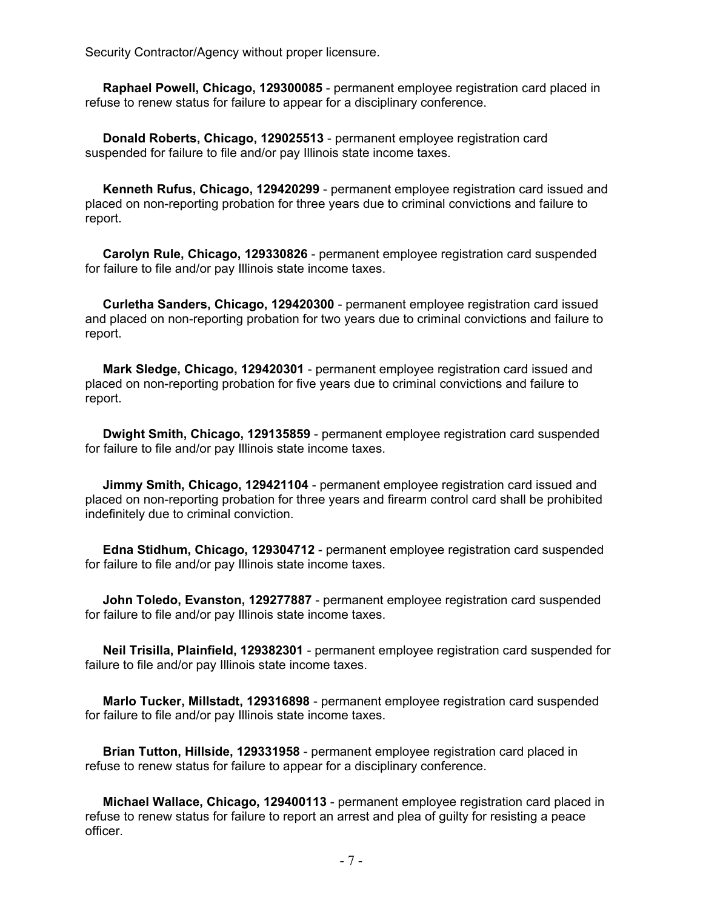Security Contractor/Agency without proper licensure.

**Raphael Powell, Chicago, 129300085** - permanent employee registration card placed in refuse to renew status for failure to appear for a disciplinary conference.

**Donald Roberts, Chicago, 129025513** - permanent employee registration card suspended for failure to file and/or pay Illinois state income taxes.

**Kenneth Rufus, Chicago, 129420299** - permanent employee registration card issued and placed on non-reporting probation for three years due to criminal convictions and failure to report.

**Carolyn Rule, Chicago, 129330826** - permanent employee registration card suspended for failure to file and/or pay Illinois state income taxes.

**Curletha Sanders, Chicago, 129420300** - permanent employee registration card issued and placed on non-reporting probation for two years due to criminal convictions and failure to report.

**Mark Sledge, Chicago, 129420301** - permanent employee registration card issued and placed on non-reporting probation for five years due to criminal convictions and failure to report.

**Dwight Smith, Chicago, 129135859** - permanent employee registration card suspended for failure to file and/or pay Illinois state income taxes.

**Jimmy Smith, Chicago, 129421104** - permanent employee registration card issued and placed on non-reporting probation for three years and firearm control card shall be prohibited indefinitely due to criminal conviction.

**Edna Stidhum, Chicago, 129304712** - permanent employee registration card suspended for failure to file and/or pay Illinois state income taxes.

**John Toledo, Evanston, 129277887** - permanent employee registration card suspended for failure to file and/or pay Illinois state income taxes.

**Neil Trisilla, Plainfield, 129382301** - permanent employee registration card suspended for failure to file and/or pay Illinois state income taxes.

**Marlo Tucker, Millstadt, 129316898** - permanent employee registration card suspended for failure to file and/or pay Illinois state income taxes.

**Brian Tutton, Hillside, 129331958** - permanent employee registration card placed in refuse to renew status for failure to appear for a disciplinary conference.

**Michael Wallace, Chicago, 129400113** - permanent employee registration card placed in refuse to renew status for failure to report an arrest and plea of guilty for resisting a peace officer.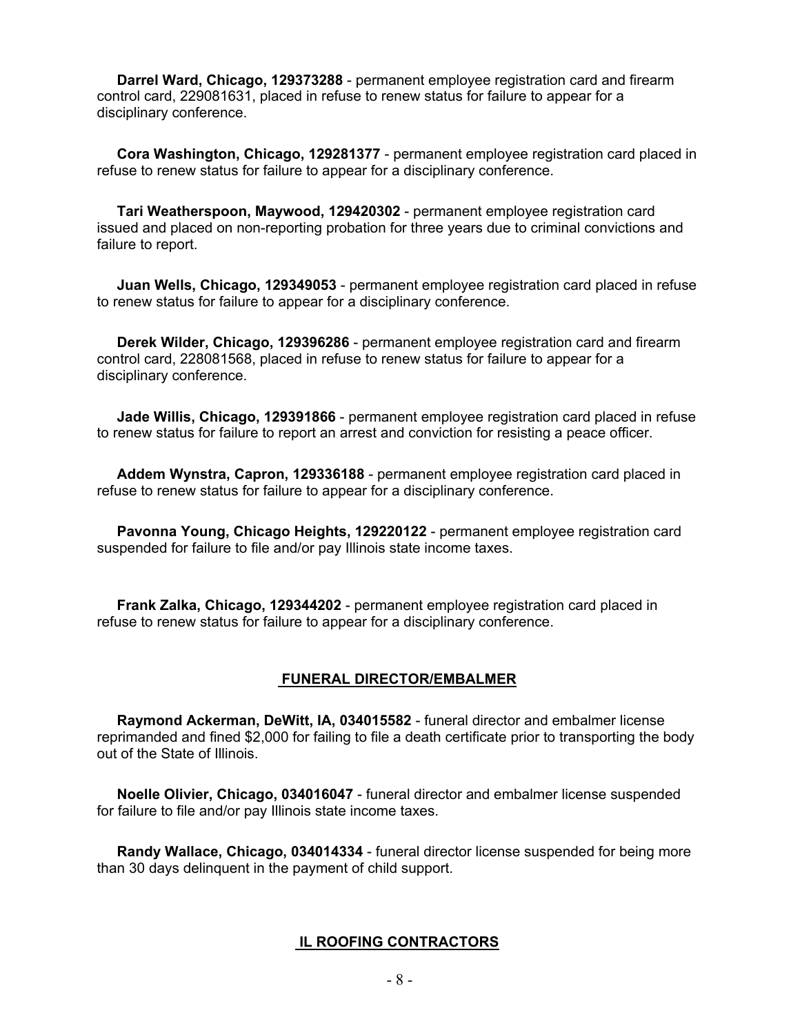**Darrel Ward, Chicago, 129373288** - permanent employee registration card and firearm control card, 229081631, placed in refuse to renew status for failure to appear for a disciplinary conference.

**Cora Washington, Chicago, 129281377** - permanent employee registration card placed in refuse to renew status for failure to appear for a disciplinary conference.

**Tari Weatherspoon, Maywood, 129420302** - permanent employee registration card issued and placed on non-reporting probation for three years due to criminal convictions and failure to report.

**Juan Wells, Chicago, 129349053** - permanent employee registration card placed in refuse to renew status for failure to appear for a disciplinary conference.

**Derek Wilder, Chicago, 129396286** - permanent employee registration card and firearm control card, 228081568, placed in refuse to renew status for failure to appear for a disciplinary conference.

**Jade Willis, Chicago, 129391866** - permanent employee registration card placed in refuse to renew status for failure to report an arrest and conviction for resisting a peace officer.

**Addem Wynstra, Capron, 129336188** - permanent employee registration card placed in refuse to renew status for failure to appear for a disciplinary conference.

**Pavonna Young, Chicago Heights, 129220122** - permanent employee registration card suspended for failure to file and/or pay Illinois state income taxes.

**Frank Zalka, Chicago, 129344202** - permanent employee registration card placed in refuse to renew status for failure to appear for a disciplinary conference.

## FUNERAL DIRECTOR/EMBALMER

**Raymond Ackerman, DeWitt, IA, 034015582** - funeral director and embalmer license reprimanded and fined $2,000 for failing to file a death certificate prior to transporting the body out of the State of Illinois.

**Noelle Olivier, Chicago, 034016047** - funeral director and embalmer license suspended for failure to file and/or pay Illinois state income taxes.

**Randy Wallace, Chicago, 034014334** - funeral director license suspended for being more than 30 days delinquent in the payment of child support.

## IL ROOFING CONTRACTORS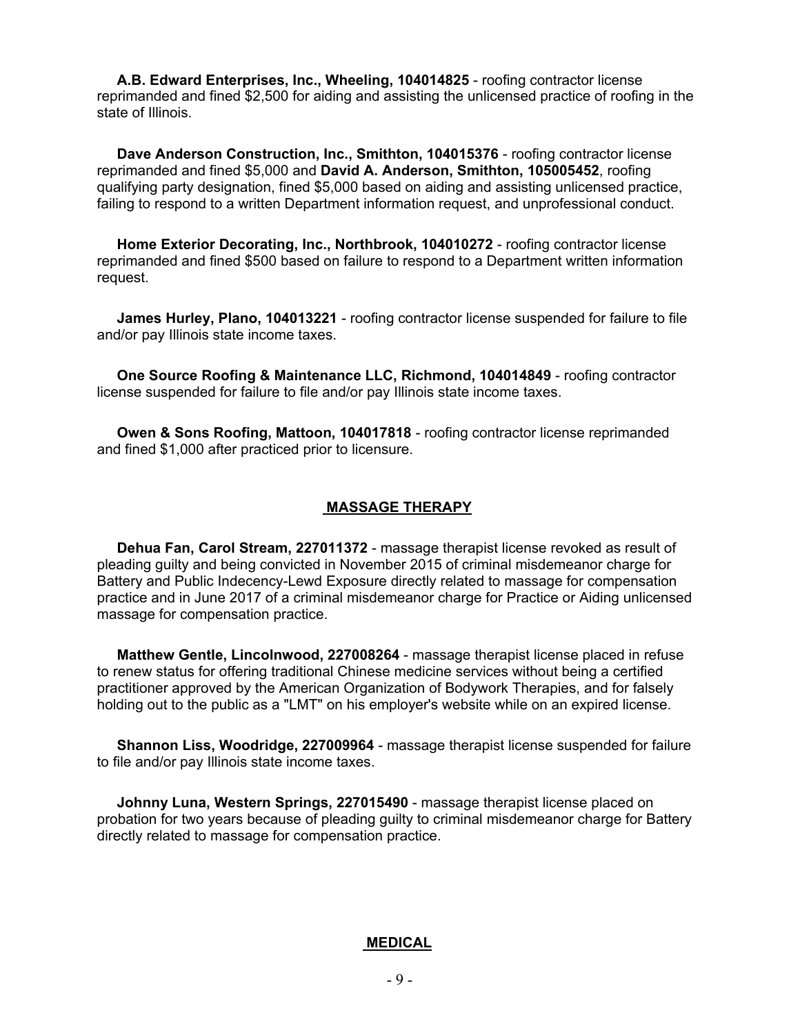**A.B. Edward Enterprises, Inc., Wheeling, 104014825** - roofing contractor license reprimanded and fined $2,500 for aiding and assisting the unlicensed practice of roofing in the state of Illinois.

**Dave Anderson Construction, Inc., Smithton, 104015376** - roofing contractor license reprimanded and fined $5,000 and **David A. Anderson, Smithton, 105005452**, roofing qualifying party designation, fined $5,000 based on aiding and assisting unlicensed practice, failing to respond to a written Department information request, and unprofessional conduct.

**Home Exterior Decorating, Inc., Northbrook, 104010272** - roofing contractor license reprimanded and fined $500 based on failure to respond to a Department written information request.

**James Hurley, Plano, 104013221** - roofing contractor license suspended for failure to file and/or pay Illinois state income taxes.

**One Source Roofing & Maintenance LLC, Richmond, 104014849** - roofing contractor license suspended for failure to file and/or pay Illinois state income taxes.

**Owen & Sons Roofing, Mattoon, 104017818** - roofing contractor license reprimanded and fined $1,000 after practiced prior to licensure.

## MASSAGE THERAPY

**Dehua Fan, Carol Stream, 227011372** - massage therapist license revoked as result of pleading guilty and being convicted in November 2015 of criminal misdemeanor charge for Battery and Public Indecency-Lewd Exposure directly related to massage for compensation practice and in June 2017 of a criminal misdemeanor charge for Practice or Aiding unlicensed massage for compensation practice.

**Matthew Gentle, Lincolnwood, 227008264** - massage therapist license placed in refuse to renew status for offering traditional Chinese medicine services without being a certified practitioner approved by the American Organization of Bodywork Therapies, and for falsely holding out to the public as a "LMT" on his employer's website while on an expired license.

**Shannon Liss, Woodridge, 227009964** - massage therapist license suspended for failure to file and/or pay Illinois state income taxes.

**Johnny Luna, Western Springs, 227015490** - massage therapist license placed on probation for two years because of pleading guilty to criminal misdemeanor charge for Battery directly related to massage for compensation practice.

## MEDICAL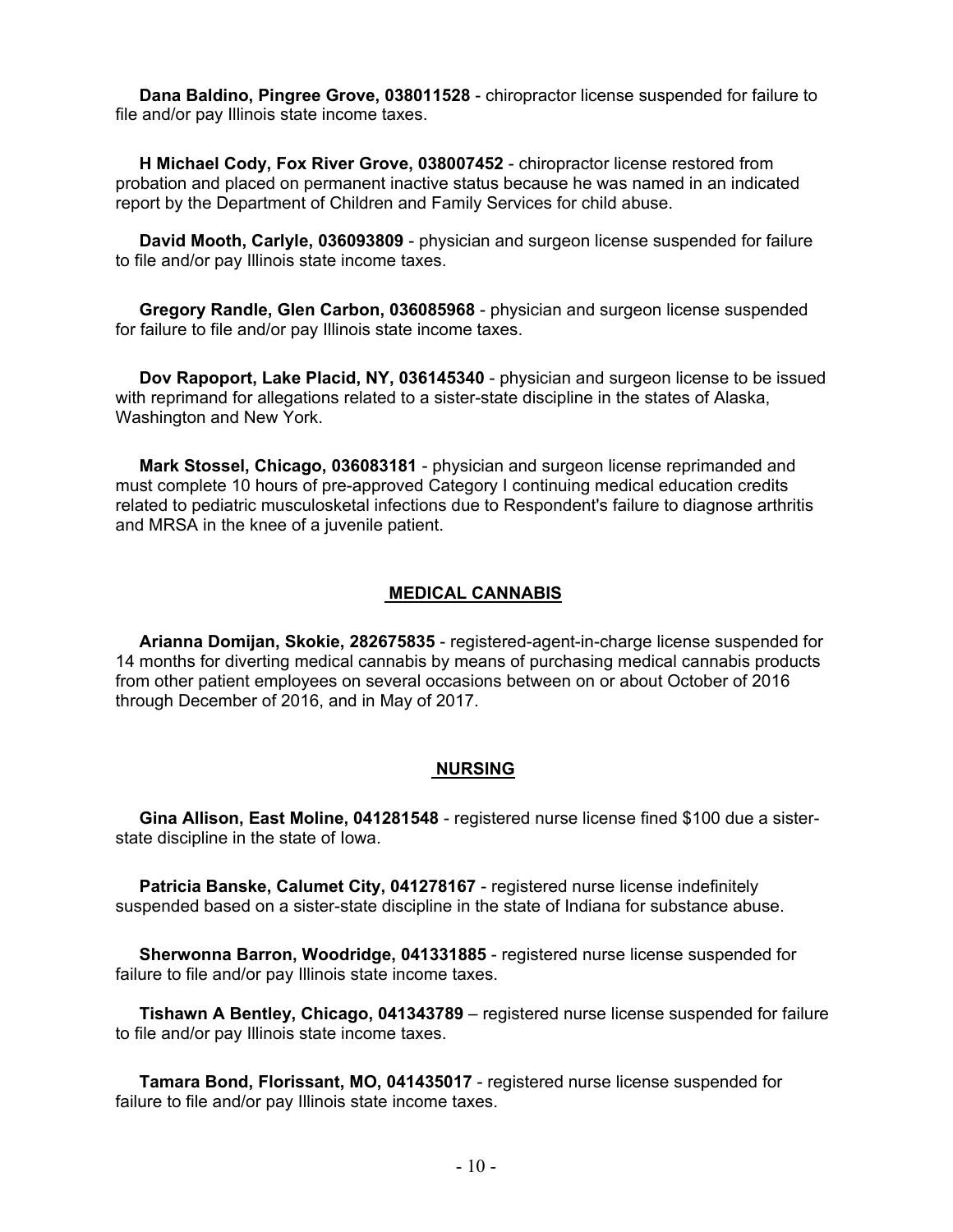**Dana Baldino, Pingree Grove, 038011528** - chiropractor license suspended for failure to file and/or pay Illinois state income taxes.

**H Michael Cody, Fox River Grove, 038007452** - chiropractor license restored from probation and placed on permanent inactive status because he was named in an indicated report by the Department of Children and Family Services for child abuse.

**David Mooth, Carlyle, 036093809** - physician and surgeon license suspended for failure to file and/or pay Illinois state income taxes.

**Gregory Randle, Glen Carbon, 036085968** - physician and surgeon license suspended for failure to file and/or pay Illinois state income taxes.

**Dov Rapoport, Lake Placid, NY, 036145340** - physician and surgeon license to be issued with reprimand for allegations related to a sister-state discipline in the states of Alaska, Washington and New York.

**Mark Stossel, Chicago, 036083181** - physician and surgeon license reprimanded and must complete 10 hours of pre-approved Category I continuing medical education credits related to pediatric musculosketal infections due to Respondent's failure to diagnose arthritis and MRSA in the knee of a juvenile patient.

## MEDICAL CANNABIS

**Arianna Domijan, Skokie, 282675835** - registered-agent-in-charge license suspended for 14 months for diverting medical cannabis by means of purchasing medical cannabis products from other patient employees on several occasions between on or about October of 2016 through December of 2016, and in May of 2017.

## NURSING

**Gina Allison, East Moline, 041281548** - registered nurse license fined $100 due a sister-state discipline in the state of Iowa.

**Patricia Banske, Calumet City, 041278167** - registered nurse license indefinitely suspended based on a sister-state discipline in the state of Indiana for substance abuse.

**Sherwonna Barron, Woodridge, 041331885** - registered nurse license suspended for failure to file and/or pay Illinois state income taxes.

**Tishawn A Bentley, Chicago, 041343789** – registered nurse license suspended for failure to file and/or pay Illinois state income taxes.

**Tamara Bond, Florissant, MO, 041435017** - registered nurse license suspended for failure to file and/or pay Illinois state income taxes.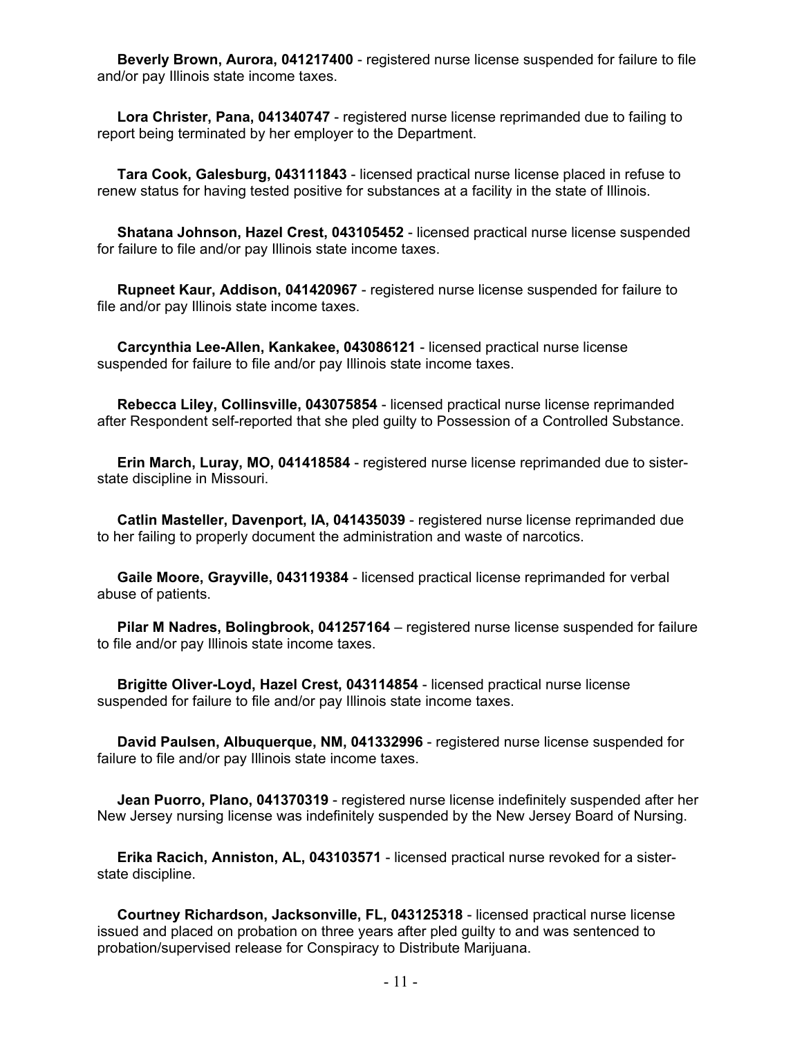**Beverly Brown, Aurora, 041217400** - registered nurse license suspended for failure to file and/or pay Illinois state income taxes.

**Lora Christer, Pana, 041340747** - registered nurse license reprimanded due to failing to report being terminated by her employer to the Department.

**Tara Cook, Galesburg, 043111843** - licensed practical nurse license placed in refuse to renew status for having tested positive for substances at a facility in the state of Illinois.

**Shatana Johnson, Hazel Crest, 043105452** - licensed practical nurse license suspended for failure to file and/or pay Illinois state income taxes.

**Rupneet Kaur, Addison, 041420967** - registered nurse license suspended for failure to file and/or pay Illinois state income taxes.

**Carcynthia Lee-Allen, Kankakee, 043086121** - licensed practical nurse license suspended for failure to file and/or pay Illinois state income taxes.

**Rebecca Liley, Collinsville, 043075854** - licensed practical nurse license reprimanded after Respondent self-reported that she pled guilty to Possession of a Controlled Substance.

**Erin March, Luray, MO, 041418584** - registered nurse license reprimanded due to sister-state discipline in Missouri.

**Catlin Masteller, Davenport, IA, 041435039** - registered nurse license reprimanded due to her failing to properly document the administration and waste of narcotics.

**Gaile Moore, Grayville, 043119384** - licensed practical license reprimanded for verbal abuse of patients.

**Pilar M Nadres, Bolingbrook, 041257164** – registered nurse license suspended for failure to file and/or pay Illinois state income taxes.

**Brigitte Oliver-Loyd, Hazel Crest, 043114854** - licensed practical nurse license suspended for failure to file and/or pay Illinois state income taxes.

**David Paulsen, Albuquerque, NM, 041332996** - registered nurse license suspended for failure to file and/or pay Illinois state income taxes.

**Jean Puorro, Plano, 041370319** - registered nurse license indefinitely suspended after her New Jersey nursing license was indefinitely suspended by the New Jersey Board of Nursing.

**Erika Racich, Anniston, AL, 043103571** - licensed practical nurse revoked for a sister-state discipline.

**Courtney Richardson, Jacksonville, FL, 043125318** - licensed practical nurse license issued and placed on probation on three years after pled guilty to and was sentenced to probation/supervised release for Conspiracy to Distribute Marijuana.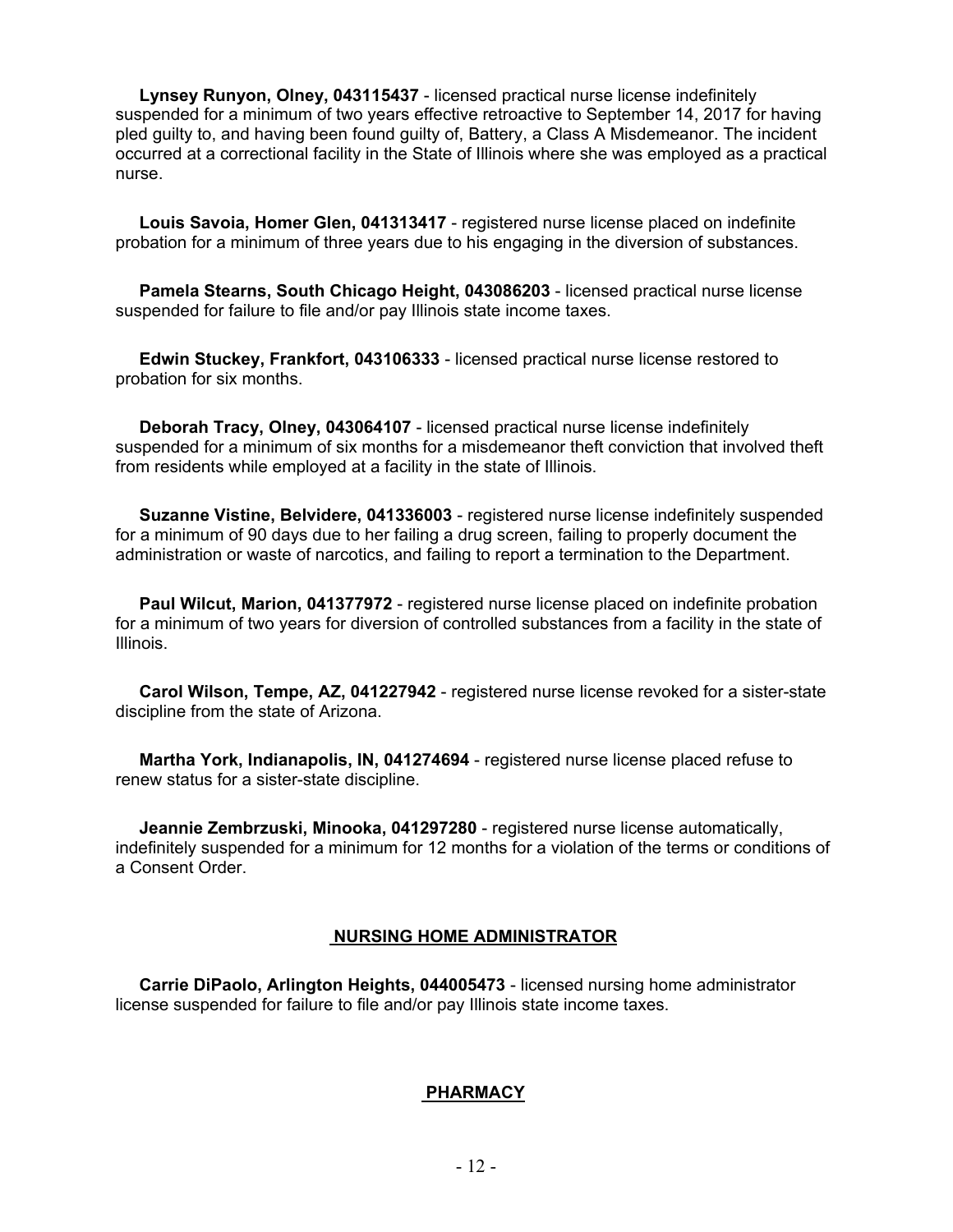**Lynsey Runyon, Olney, 043115437** - licensed practical nurse license indefinitely suspended for a minimum of two years effective retroactive to September 14, 2017 for having pled guilty to, and having been found guilty of, Battery, a Class A Misdemeanor. The incident occurred at a correctional facility in the State of Illinois where she was employed as a practical nurse.

**Louis Savoia, Homer Glen, 041313417** - registered nurse license placed on indefinite probation for a minimum of three years due to his engaging in the diversion of substances.

**Pamela Stearns, South Chicago Height, 043086203** - licensed practical nurse license suspended for failure to file and/or pay Illinois state income taxes.

**Edwin Stuckey, Frankfort, 043106333** - licensed practical nurse license restored to probation for six months.

**Deborah Tracy, Olney, 043064107** - licensed practical nurse license indefinitely suspended for a minimum of six months for a misdemeanor theft conviction that involved theft from residents while employed at a facility in the state of Illinois.

**Suzanne Vistine, Belvidere, 041336003** - registered nurse license indefinitely suspended for a minimum of 90 days due to her failing a drug screen, failing to properly document the administration or waste of narcotics, and failing to report a termination to the Department.

**Paul Wilcut, Marion, 041377972** - registered nurse license placed on indefinite probation for a minimum of two years for diversion of controlled substances from a facility in the state of Illinois.

**Carol Wilson, Tempe, AZ, 041227942** - registered nurse license revoked for a sister-state discipline from the state of Arizona.

**Martha York, Indianapolis, IN, 041274694** - registered nurse license placed refuse to renew status for a sister-state discipline.

**Jeannie Zembrzuski, Minooka, 041297280** - registered nurse license automatically, indefinitely suspended for a minimum for 12 months for a violation of the terms or conditions of a Consent Order.

## NURSING HOME ADMINISTRATOR

**Carrie DiPaolo, Arlington Heights, 044005473** - licensed nursing home administrator license suspended for failure to file and/or pay Illinois state income taxes.

## PHARMACY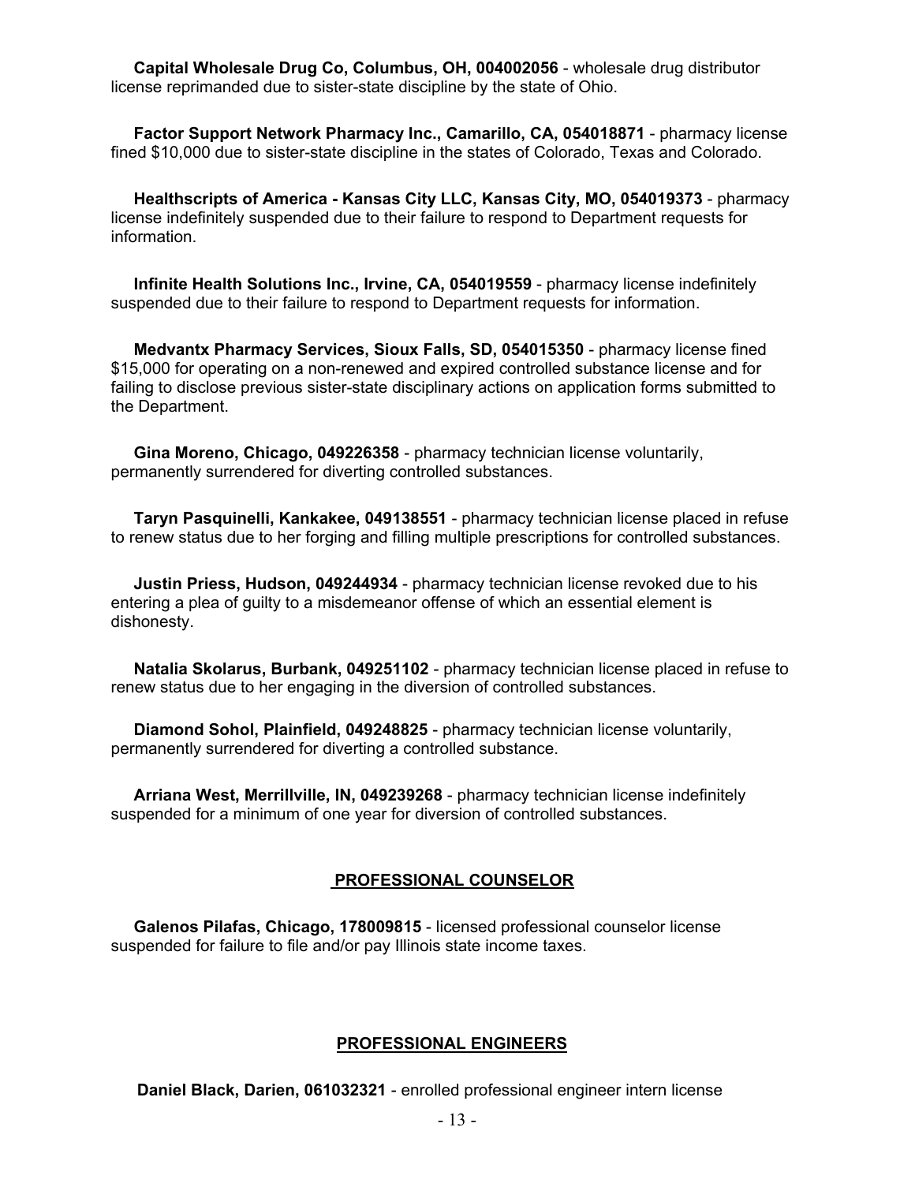**Capital Wholesale Drug Co, Columbus, OH, 004002056** - wholesale drug distributor license reprimanded due to sister-state discipline by the state of Ohio.

**Factor Support Network Pharmacy Inc., Camarillo, CA, 054018871** - pharmacy license fined $10,000 due to sister-state discipline in the states of Colorado, Texas and Colorado.

**Healthscripts of America - Kansas City LLC, Kansas City, MO, 054019373** - pharmacy license indefinitely suspended due to their failure to respond to Department requests for information.

**Infinite Health Solutions Inc., Irvine, CA, 054019559** - pharmacy license indefinitely suspended due to their failure to respond to Department requests for information.

**Medvantx Pharmacy Services, Sioux Falls, SD, 054015350** - pharmacy license fined $15,000 for operating on a non-renewed and expired controlled substance license and for failing to disclose previous sister-state disciplinary actions on application forms submitted to the Department.

**Gina Moreno, Chicago, 049226358** - pharmacy technician license voluntarily, permanently surrendered for diverting controlled substances.

**Taryn Pasquinelli, Kankakee, 049138551** - pharmacy technician license placed in refuse to renew status due to her forging and filling multiple prescriptions for controlled substances.

**Justin Priess, Hudson, 049244934** - pharmacy technician license revoked due to his entering a plea of guilty to a misdemeanor offense of which an essential element is dishonesty.

**Natalia Skolarus, Burbank, 049251102** - pharmacy technician license placed in refuse to renew status due to her engaging in the diversion of controlled substances.

**Diamond Sohol, Plainfield, 049248825** - pharmacy technician license voluntarily, permanently surrendered for diverting a controlled substance.

**Arriana West, Merrillville, IN, 049239268** - pharmacy technician license indefinitely suspended for a minimum of one year for diversion of controlled substances.

## PROFESSIONAL COUNSELOR

**Galenos Pilafas, Chicago, 178009815** - licensed professional counselor license suspended for failure to file and/or pay Illinois state income taxes.

## PROFESSIONAL ENGINEERS

**Daniel Black, Darien, 061032321** - enrolled professional engineer intern license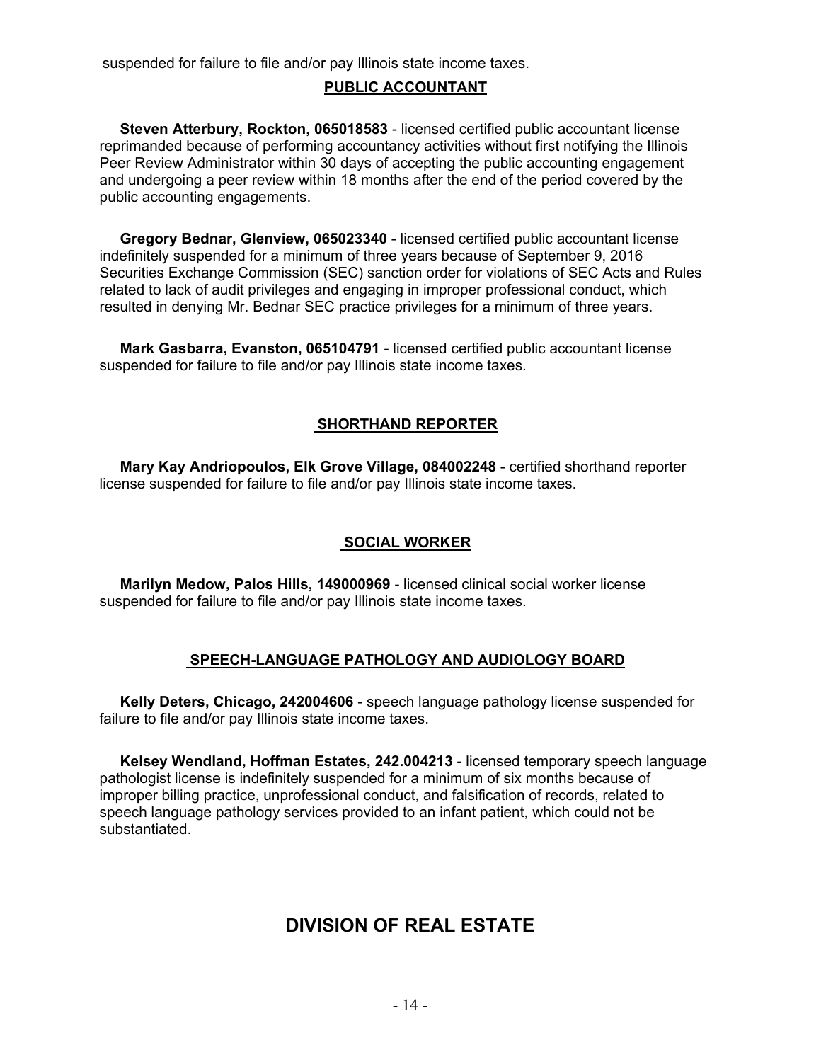suspended for failure to file and/or pay Illinois state income taxes.

## PUBLIC ACCOUNTANT

**Steven Atterbury, Rockton, 065018583** - licensed certified public accountant license reprimanded because of performing accountancy activities without first notifying the Illinois Peer Review Administrator within 30 days of accepting the public accounting engagement and undergoing a peer review within 18 months after the end of the period covered by the public accounting engagements.

**Gregory Bednar, Glenview, 065023340** - licensed certified public accountant license indefinitely suspended for a minimum of three years because of September 9, 2016 Securities Exchange Commission (SEC) sanction order for violations of SEC Acts and Rules related to lack of audit privileges and engaging in improper professional conduct, which resulted in denying Mr. Bednar SEC practice privileges for a minimum of three years.

**Mark Gasbarra, Evanston, 065104791** - licensed certified public accountant license suspended for failure to file and/or pay Illinois state income taxes.

## SHORTHAND REPORTER

**Mary Kay Andriopoulos, Elk Grove Village, 084002248** - certified shorthand reporter license suspended for failure to file and/or pay Illinois state income taxes.

## SOCIAL WORKER

**Marilyn Medow, Palos Hills, 149000969** - licensed clinical social worker license suspended for failure to file and/or pay Illinois state income taxes.

## SPEECH-LANGUAGE PATHOLOGY AND AUDIOLOGY BOARD

**Kelly Deters, Chicago, 242004606** - speech language pathology license suspended for failure to file and/or pay Illinois state income taxes.

**Kelsey Wendland, Hoffman Estates, 242.004213** - licensed temporary speech language pathologist license is indefinitely suspended for a minimum of six months because of improper billing practice, unprofessional conduct, and falsification of records, related to speech language pathology services provided to an infant patient, which could not be substantiated.

# DIVISION OF REAL ESTATE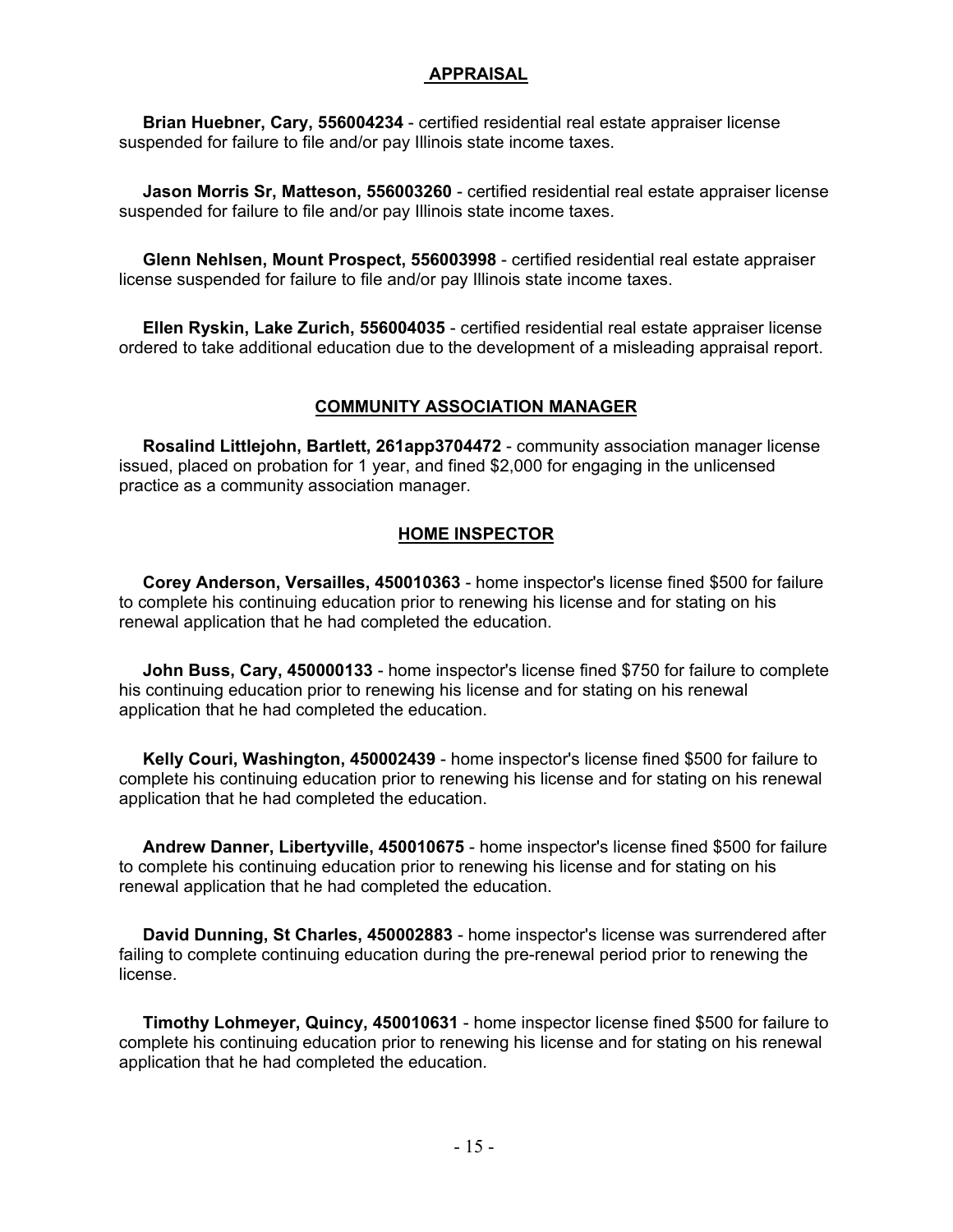## APPRAISAL

**Brian Huebner, Cary, 556004234** - certified residential real estate appraiser license suspended for failure to file and/or pay Illinois state income taxes.

**Jason Morris Sr, Matteson, 556003260** - certified residential real estate appraiser license suspended for failure to file and/or pay Illinois state income taxes.

**Glenn Nehlsen, Mount Prospect, 556003998** - certified residential real estate appraiser license suspended for failure to file and/or pay Illinois state income taxes.

**Ellen Ryskin, Lake Zurich, 556004035** - certified residential real estate appraiser license ordered to take additional education due to the development of a misleading appraisal report.

## COMMUNITY ASSOCIATION MANAGER

**Rosalind Littlejohn, Bartlett, 261app3704472** - community association manager license issued, placed on probation for 1 year, and fined $2,000 for engaging in the unlicensed practice as a community association manager.

## HOME INSPECTOR

**Corey Anderson, Versailles, 450010363** - home inspector's license fined $500 for failure to complete his continuing education prior to renewing his license and for stating on his renewal application that he had completed the education.

**John Buss, Cary, 450000133** - home inspector's license fined $750 for failure to complete his continuing education prior to renewing his license and for stating on his renewal application that he had completed the education.

**Kelly Couri, Washington, 450002439** - home inspector's license fined $500 for failure to complete his continuing education prior to renewing his license and for stating on his renewal application that he had completed the education.

**Andrew Danner, Libertyville, 450010675** - home inspector's license fined $500 for failure to complete his continuing education prior to renewing his license and for stating on his renewal application that he had completed the education.

**David Dunning, St Charles, 450002883** - home inspector's license was surrendered after failing to complete continuing education during the pre-renewal period prior to renewing the license.

**Timothy Lohmeyer, Quincy, 450010631** - home inspector license fined $500 for failure to complete his continuing education prior to renewing his license and for stating on his renewal application that he had completed the education.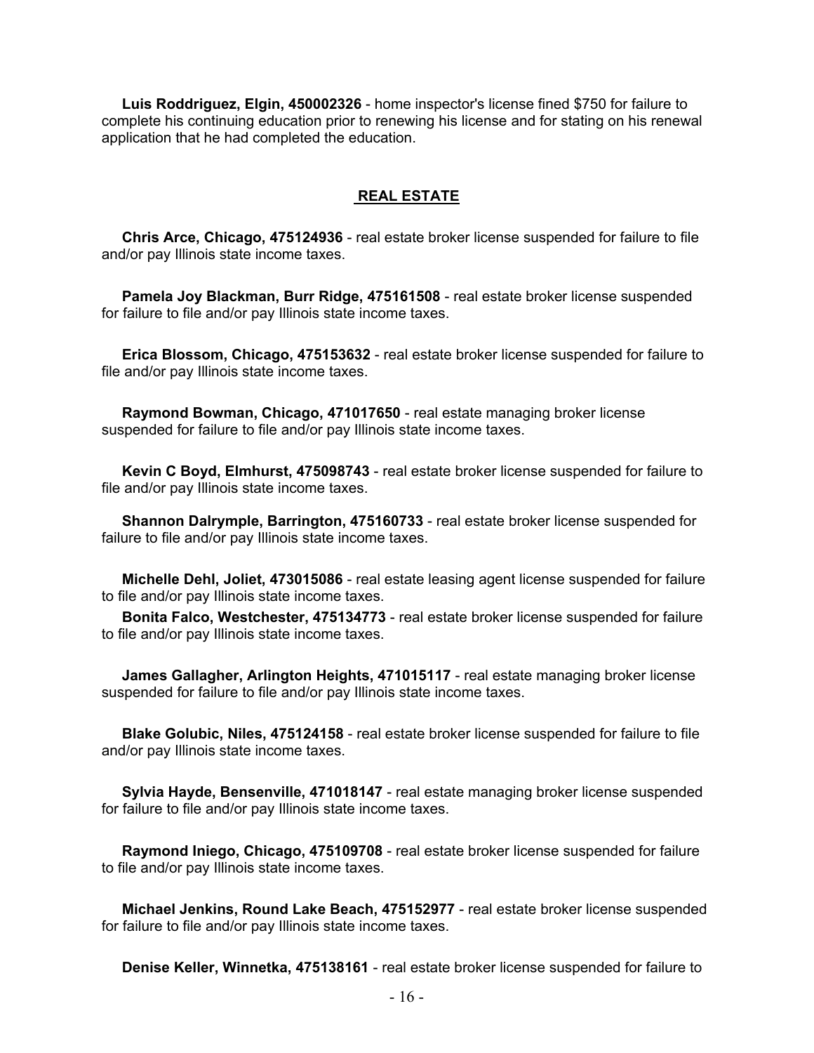**Luis Roddriguez, Elgin, 450002326** - home inspector's license fined $750 for failure to complete his continuing education prior to renewing his license and for stating on his renewal application that he had completed the education.

## REAL ESTATE

**Chris Arce, Chicago, 475124936** - real estate broker license suspended for failure to file and/or pay Illinois state income taxes.

**Pamela Joy Blackman, Burr Ridge, 475161508** - real estate broker license suspended for failure to file and/or pay Illinois state income taxes.

**Erica Blossom, Chicago, 475153632** - real estate broker license suspended for failure to file and/or pay Illinois state income taxes.

**Raymond Bowman, Chicago, 471017650** - real estate managing broker license suspended for failure to file and/or pay Illinois state income taxes.

**Kevin C Boyd, Elmhurst, 475098743** - real estate broker license suspended for failure to file and/or pay Illinois state income taxes.

**Shannon Dalrymple, Barrington, 475160733** - real estate broker license suspended for failure to file and/or pay Illinois state income taxes.

**Michelle Dehl, Joliet, 473015086** - real estate leasing agent license suspended for failure to file and/or pay Illinois state income taxes.

**Bonita Falco, Westchester, 475134773** - real estate broker license suspended for failure to file and/or pay Illinois state income taxes.

**James Gallagher, Arlington Heights, 471015117** - real estate managing broker license suspended for failure to file and/or pay Illinois state income taxes.

**Blake Golubic, Niles, 475124158** - real estate broker license suspended for failure to file and/or pay Illinois state income taxes.

**Sylvia Hayde, Bensenville, 471018147** - real estate managing broker license suspended for failure to file and/or pay Illinois state income taxes.

**Raymond Iniego, Chicago, 475109708** - real estate broker license suspended for failure to file and/or pay Illinois state income taxes.

**Michael Jenkins, Round Lake Beach, 475152977** - real estate broker license suspended for failure to file and/or pay Illinois state income taxes.

**Denise Keller, Winnetka, 475138161** - real estate broker license suspended for failure to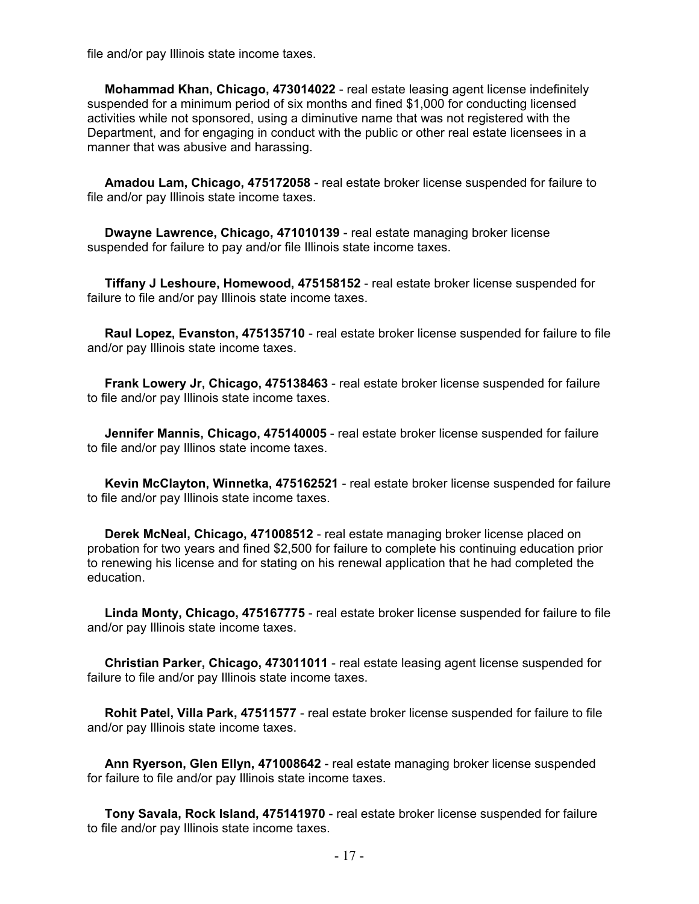file and/or pay Illinois state income taxes.

**Mohammad Khan, Chicago, 473014022** - real estate leasing agent license indefinitely suspended for a minimum period of six months and fined $1,000 for conducting licensed activities while not sponsored, using a diminutive name that was not registered with the Department, and for engaging in conduct with the public or other real estate licensees in a manner that was abusive and harassing.

**Amadou Lam, Chicago, 475172058** - real estate broker license suspended for failure to file and/or pay Illinois state income taxes.

**Dwayne Lawrence, Chicago, 471010139** - real estate managing broker license suspended for failure to pay and/or file Illinois state income taxes.

**Tiffany J Leshoure, Homewood, 475158152** - real estate broker license suspended for failure to file and/or pay Illinois state income taxes.

**Raul Lopez, Evanston, 475135710** - real estate broker license suspended for failure to file and/or pay Illinois state income taxes.

**Frank Lowery Jr, Chicago, 475138463** - real estate broker license suspended for failure to file and/or pay Illinois state income taxes.

**Jennifer Mannis, Chicago, 475140005** - real estate broker license suspended for failure to file and/or pay Illinos state income taxes.

**Kevin McClayton, Winnetka, 475162521** - real estate broker license suspended for failure to file and/or pay Illinois state income taxes.

**Derek McNeal, Chicago, 471008512** - real estate managing broker license placed on probation for two years and fined $2,500 for failure to complete his continuing education prior to renewing his license and for stating on his renewal application that he had completed the education.

**Linda Monty, Chicago, 475167775** - real estate broker license suspended for failure to file and/or pay Illinois state income taxes.

**Christian Parker, Chicago, 473011011** - real estate leasing agent license suspended for failure to file and/or pay Illinois state income taxes.

**Rohit Patel, Villa Park, 47511577** - real estate broker license suspended for failure to file and/or pay Illinois state income taxes.

**Ann Ryerson, Glen Ellyn, 471008642** - real estate managing broker license suspended for failure to file and/or pay Illinois state income taxes.

**Tony Savala, Rock Island, 475141970** - real estate broker license suspended for failure to file and/or pay Illinois state income taxes.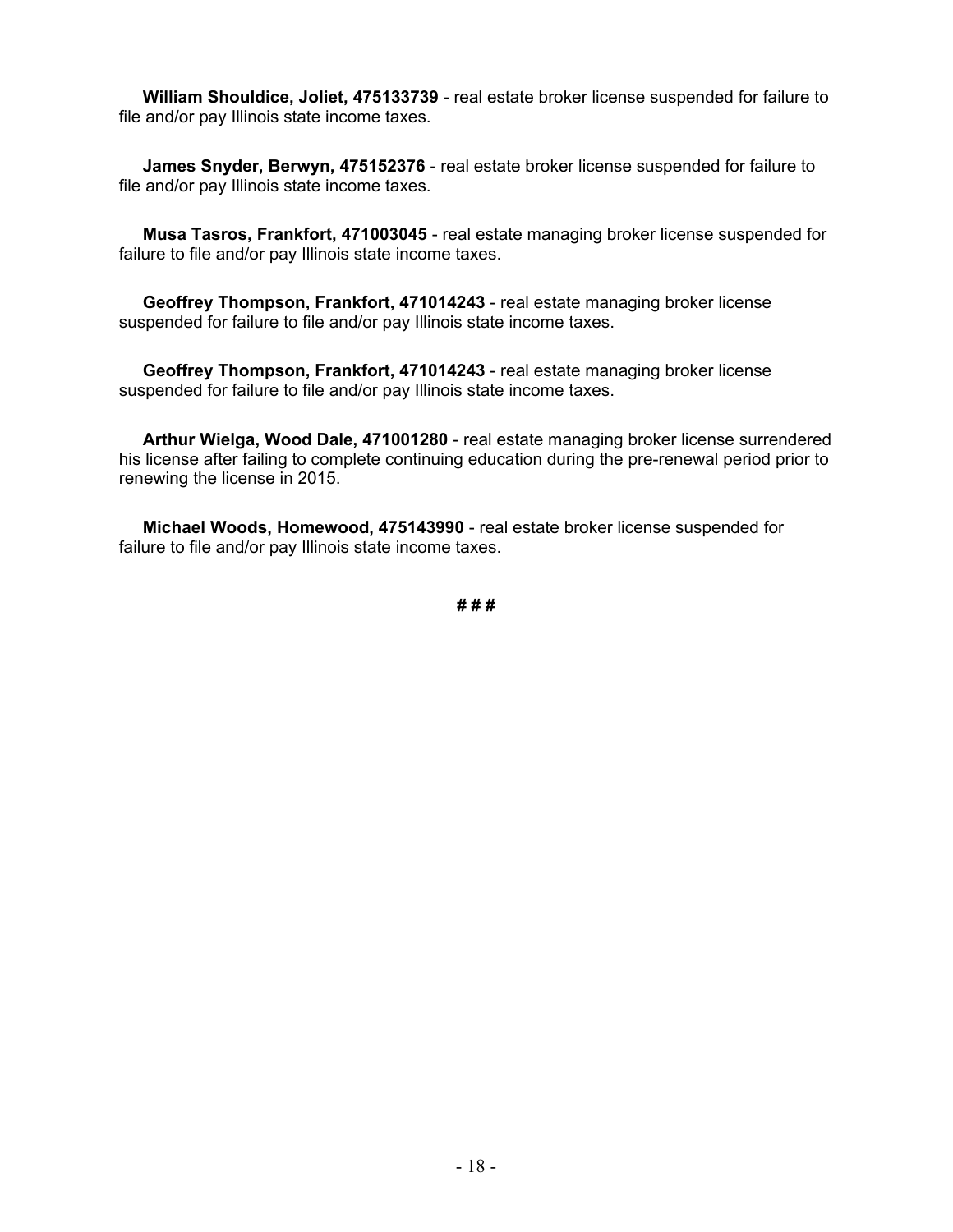**William Shouldice, Joliet, 475133739** - real estate broker license suspended for failure to file and/or pay Illinois state income taxes.

**James Snyder, Berwyn, 475152376** - real estate broker license suspended for failure to file and/or pay Illinois state income taxes.

**Musa Tasros, Frankfort, 471003045** - real estate managing broker license suspended for failure to file and/or pay Illinois state income taxes.

**Geoffrey Thompson, Frankfort, 471014243** - real estate managing broker license suspended for failure to file and/or pay Illinois state income taxes.

**Geoffrey Thompson, Frankfort, 471014243** - real estate managing broker license suspended for failure to file and/or pay Illinois state income taxes.

**Arthur Wielga, Wood Dale, 471001280** - real estate managing broker license surrendered his license after failing to complete continuing education during the pre-renewal period prior to renewing the license in 2015.

**Michael Woods, Homewood, 475143990** - real estate broker license suspended for failure to file and/or pay Illinois state income taxes.

**# # #**